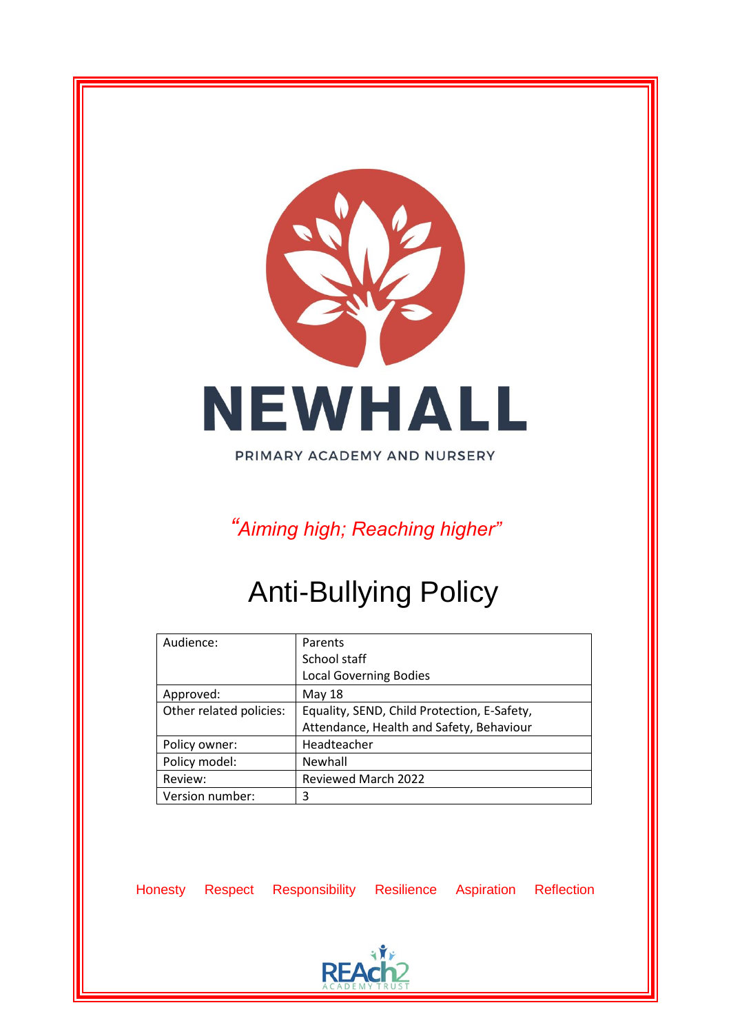NEWHALL

PRIMARY ACADEMY AND NURSERY

*"Aiming high; Reaching higher"*

# Anti-Bullying Policy

| | |
|---|---|
| Audience: | Parents<br>School staff<br>Local Governing Bodies |
| Approved: | May 18 |
| Other related policies: | Equality, SEND, Child Protection, E-Safety, Attendance, Health and Safety, Behaviour |
| Policy owner: | Headteacher |
| Policy model: | Newhall |
| Review: | Reviewed March 2022 |
| Version number: | 3 |

Honesty Respect Responsibility Resilience Aspiration Reflection

REAch2 ACADEMY TRUST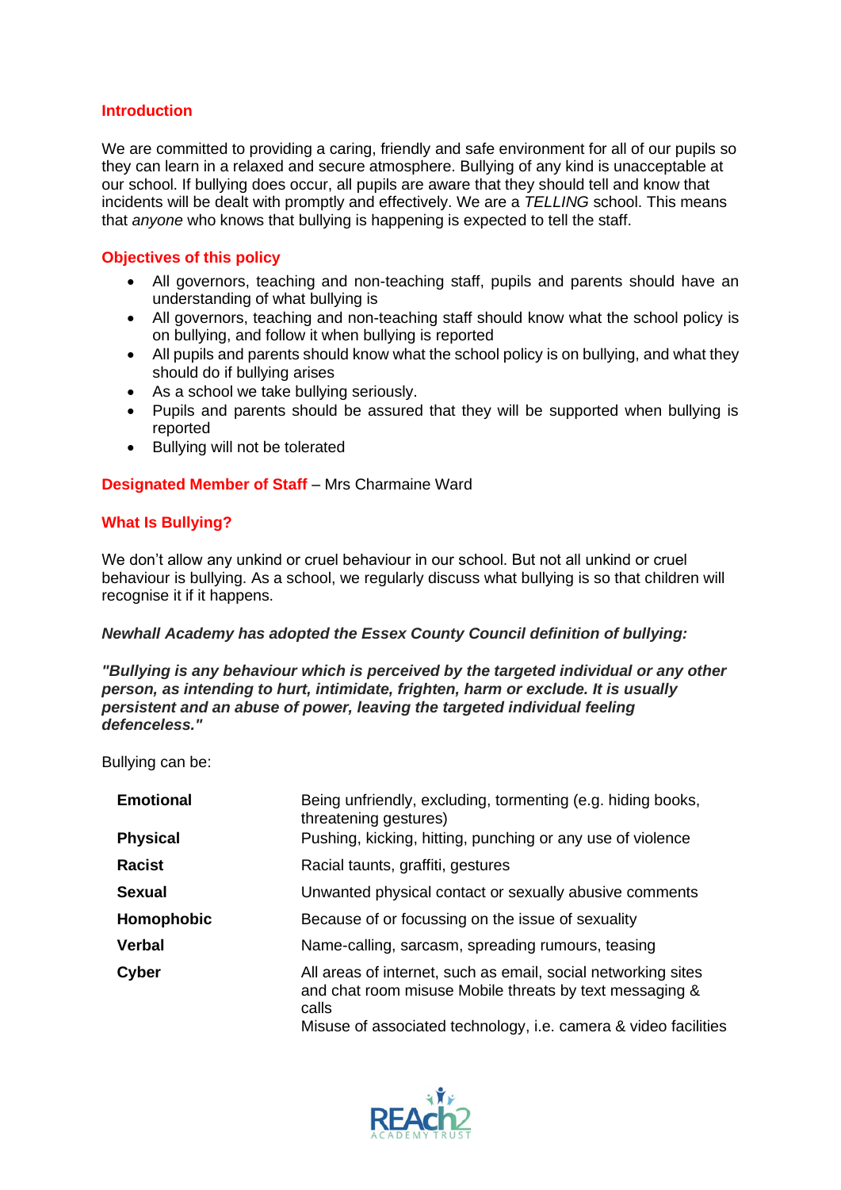## Introduction

We are committed to providing a caring, friendly and safe environment for all of our pupils so they can learn in a relaxed and secure atmosphere. Bullying of any kind is unacceptable at our school. If bullying does occur, all pupils are aware that they should tell and know that incidents will be dealt with promptly and effectively. We are a *TELLING* school. This means that *anyone* who knows that bullying is happening is expected to tell the staff.

## Objectives of this policy

- All governors, teaching and non-teaching staff, pupils and parents should have an understanding of what bullying is
- All governors, teaching and non-teaching staff should know what the school policy is on bullying, and follow it when bullying is reported
- All pupils and parents should know what the school policy is on bullying, and what they should do if bullying arises
- As a school we take bullying seriously.
- Pupils and parents should be assured that they will be supported when bullying is reported
- Bullying will not be tolerated

**Designated Member of Staff** – Mrs Charmaine Ward

## What Is Bullying?

We don't allow any unkind or cruel behaviour in our school. But not all unkind or cruel behaviour is bullying. As a school, we regularly discuss what bullying is so that children will recognise it if it happens.

***Newhall Academy has adopted the Essex County Council definition of bullying:***

***"Bullying is any behaviour which is perceived by the targeted individual or any other person, as intending to hurt, intimidate, frighten, harm or exclude. It is usually persistent and an abuse of power, leaving the targeted individual feeling defenceless."***

Bullying can be:

| | |
|---|---|
| **Emotional** | Being unfriendly, excluding, tormenting (e.g. hiding books, threatening gestures) |
| **Physical** | Pushing, kicking, hitting, punching or any use of violence |
| **Racist** | Racial taunts, graffiti, gestures |
| **Sexual** | Unwanted physical contact or sexually abusive comments |
| **Homophobic** | Because of or focussing on the issue of sexuality |
| **Verbal** | Name-calling, sarcasm, spreading rumours, teasing |
| **Cyber** | All areas of internet, such as email, social networking sites and chat room misuse Mobile threats by text messaging & calls<br>Misuse of associated technology, i.e. camera & video facilities |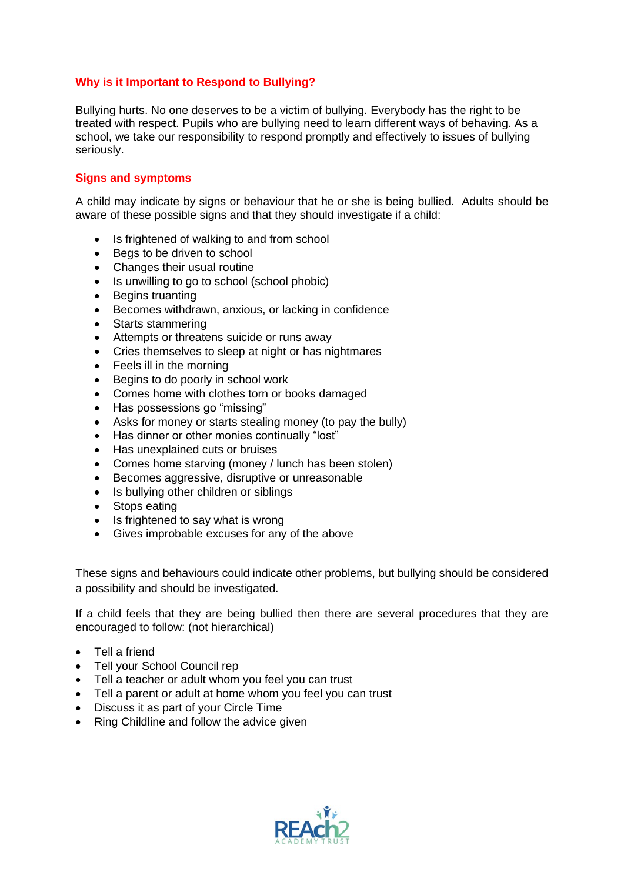## Why is it Important to Respond to Bullying?

Bullying hurts. No one deserves to be a victim of bullying. Everybody has the right to be treated with respect. Pupils who are bullying need to learn different ways of behaving. As a school, we take our responsibility to respond promptly and effectively to issues of bullying seriously.

## Signs and symptoms

A child may indicate by signs or behaviour that he or she is being bullied. Adults should be aware of these possible signs and that they should investigate if a child:

- Is frightened of walking to and from school
- Begs to be driven to school
- Changes their usual routine
- Is unwilling to go to school (school phobic)
- Begins truanting
- Becomes withdrawn, anxious, or lacking in confidence
- Starts stammering
- Attempts or threatens suicide or runs away
- Cries themselves to sleep at night or has nightmares
- Feels ill in the morning
- Begins to do poorly in school work
- Comes home with clothes torn or books damaged
- Has possessions go "missing"
- Asks for money or starts stealing money (to pay the bully)
- Has dinner or other monies continually "lost"
- Has unexplained cuts or bruises
- Comes home starving (money / lunch has been stolen)
- Becomes aggressive, disruptive or unreasonable
- Is bullying other children or siblings
- Stops eating
- Is frightened to say what is wrong
- Gives improbable excuses for any of the above

These signs and behaviours could indicate other problems, but bullying should be considered a possibility and should be investigated.

If a child feels that they are being bullied then there are several procedures that they are encouraged to follow: (not hierarchical)

- Tell a friend
- Tell your School Council rep
- Tell a teacher or adult whom you feel you can trust
- Tell a parent or adult at home whom you feel you can trust
- Discuss it as part of your Circle Time
- Ring Childline and follow the advice given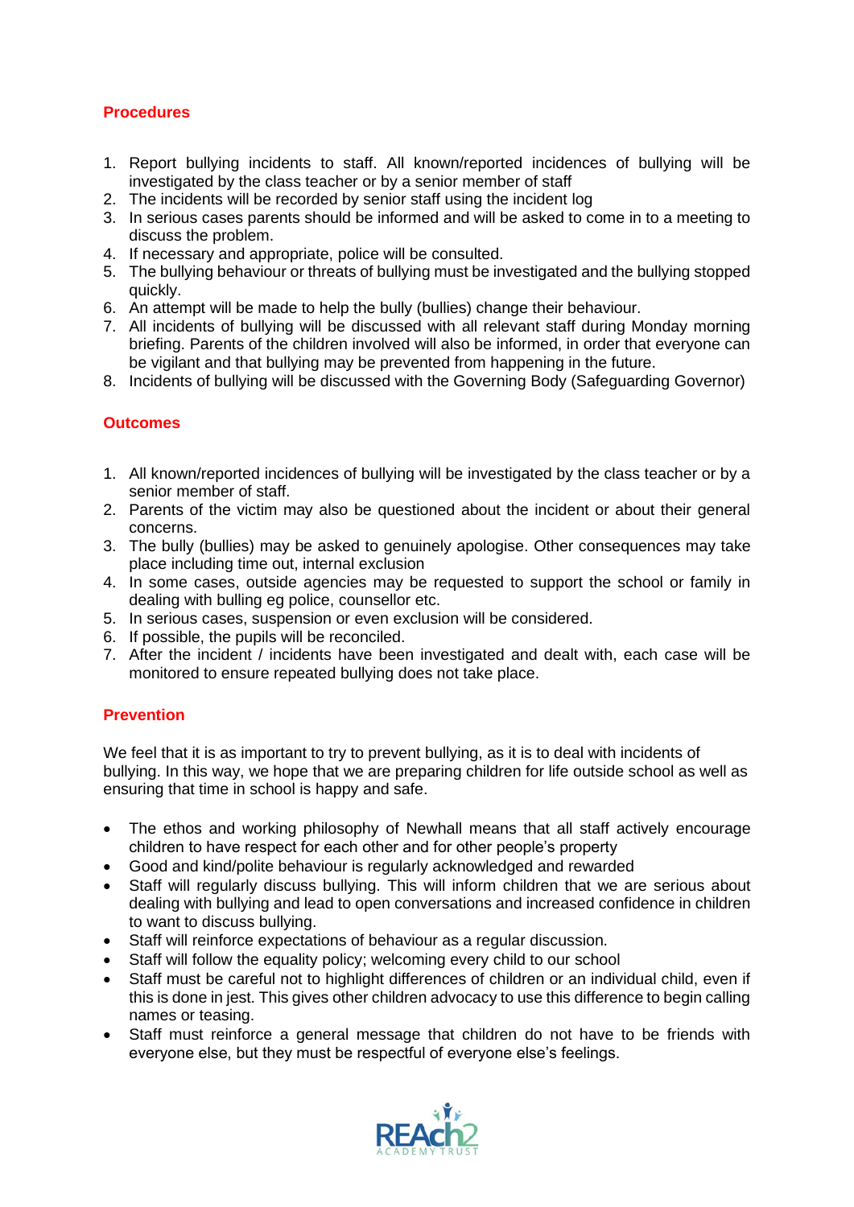## Procedures

1. Report bullying incidents to staff. All known/reported incidences of bullying will be investigated by the class teacher or by a senior member of staff
2. The incidents will be recorded by senior staff using the incident log
3. In serious cases parents should be informed and will be asked to come in to a meeting to discuss the problem.
4. If necessary and appropriate, police will be consulted.
5. The bullying behaviour or threats of bullying must be investigated and the bullying stopped quickly.
6. An attempt will be made to help the bully (bullies) change their behaviour.
7. All incidents of bullying will be discussed with all relevant staff during Monday morning briefing. Parents of the children involved will also be informed, in order that everyone can be vigilant and that bullying may be prevented from happening in the future.
8. Incidents of bullying will be discussed with the Governing Body (Safeguarding Governor)

## Outcomes

1. All known/reported incidences of bullying will be investigated by the class teacher or by a senior member of staff.
2. Parents of the victim may also be questioned about the incident or about their general concerns.
3. The bully (bullies) may be asked to genuinely apologise. Other consequences may take place including time out, internal exclusion
4. In some cases, outside agencies may be requested to support the school or family in dealing with bulling eg police, counsellor etc.
5. In serious cases, suspension or even exclusion will be considered.
6. If possible, the pupils will be reconciled.
7. After the incident / incidents have been investigated and dealt with, each case will be monitored to ensure repeated bullying does not take place.

## Prevention

We feel that it is as important to try to prevent bullying, as it is to deal with incidents of bullying. In this way, we hope that we are preparing children for life outside school as well as ensuring that time in school is happy and safe.

- The ethos and working philosophy of Newhall means that all staff actively encourage children to have respect for each other and for other people's property
- Good and kind/polite behaviour is regularly acknowledged and rewarded
- Staff will regularly discuss bullying. This will inform children that we are serious about dealing with bullying and lead to open conversations and increased confidence in children to want to discuss bullying.
- Staff will reinforce expectations of behaviour as a regular discussion.
- Staff will follow the equality policy; welcoming every child to our school
- Staff must be careful not to highlight differences of children or an individual child, even if this is done in jest. This gives other children advocacy to use this difference to begin calling names or teasing.
- Staff must reinforce a general message that children do not have to be friends with everyone else, but they must be respectful of everyone else's feelings.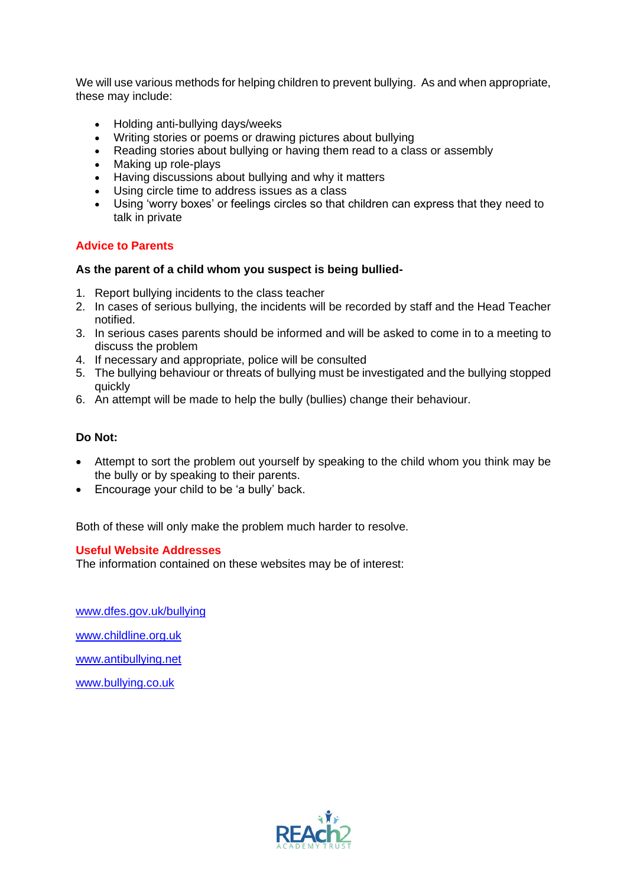We will use various methods for helping children to prevent bullying. As and when appropriate, these may include:

- Holding anti-bullying days/weeks
- Writing stories or poems or drawing pictures about bullying
- Reading stories about bullying or having them read to a class or assembly
- Making up role-plays
- Having discussions about bullying and why it matters
- Using circle time to address issues as a class
- Using 'worry boxes' or feelings circles so that children can express that they need to talk in private

## Advice to Parents

**As the parent of a child whom you suspect is being bullied-**

1. Report bullying incidents to the class teacher
2. In cases of serious bullying, the incidents will be recorded by staff and the Head Teacher notified.
3. In serious cases parents should be informed and will be asked to come in to a meeting to discuss the problem
4. If necessary and appropriate, police will be consulted
5. The bullying behaviour or threats of bullying must be investigated and the bullying stopped quickly
6. An attempt will be made to help the bully (bullies) change their behaviour.

**Do Not:**

- Attempt to sort the problem out yourself by speaking to the child whom you think may be the bully or by speaking to their parents.
- Encourage your child to be 'a bully' back.

Both of these will only make the problem much harder to resolve.

## Useful Website Addresses

The information contained on these websites may be of interest:

www.dfes.gov.uk/bullying

www.childline.org.uk

www.antibullying.net

www.bullying.co.uk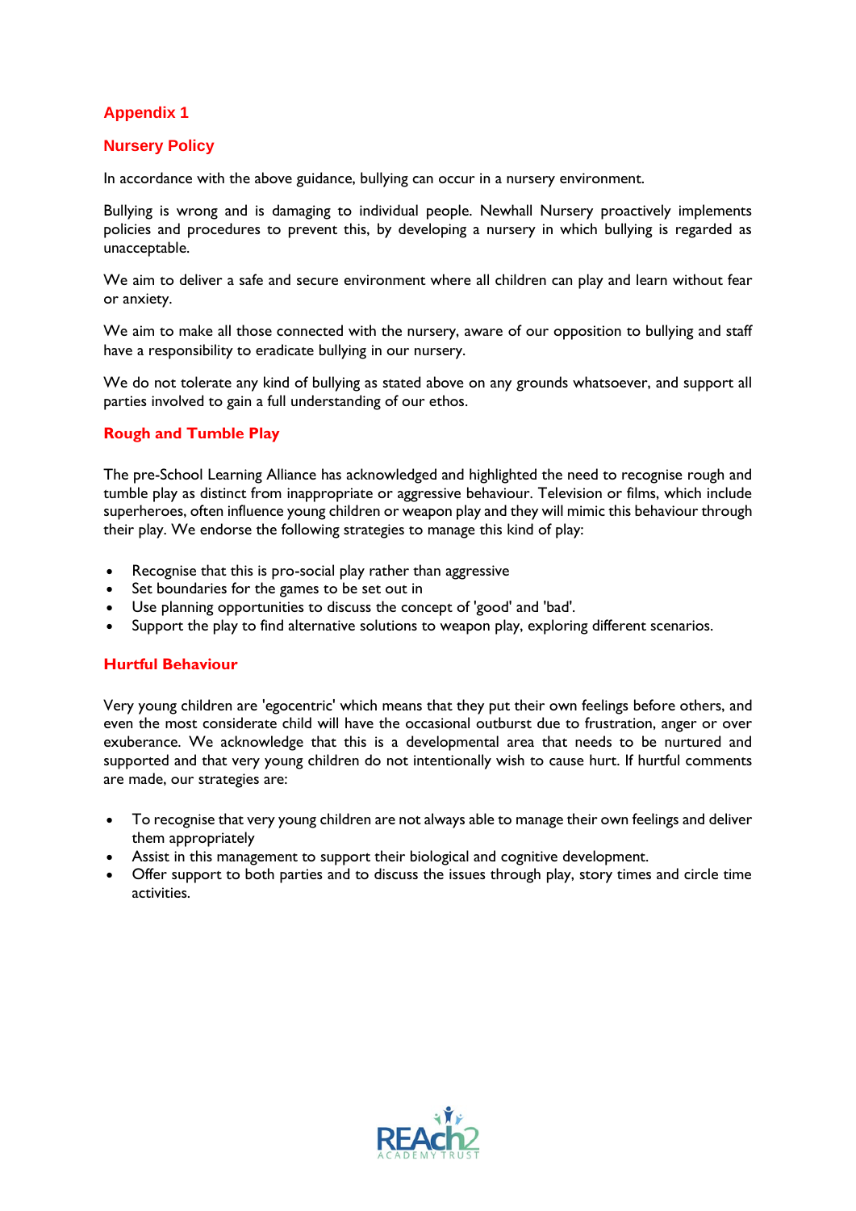## Appendix 1

## Nursery Policy

In accordance with the above guidance, bullying can occur in a nursery environment.

Bullying is wrong and is damaging to individual people. Newhall Nursery proactively implements policies and procedures to prevent this, by developing a nursery in which bullying is regarded as unacceptable.

We aim to deliver a safe and secure environment where all children can play and learn without fear or anxiety.

We aim to make all those connected with the nursery, aware of our opposition to bullying and staff have a responsibility to eradicate bullying in our nursery.

We do not tolerate any kind of bullying as stated above on any grounds whatsoever, and support all parties involved to gain a full understanding of our ethos.

### Rough and Tumble Play

The pre-School Learning Alliance has acknowledged and highlighted the need to recognise rough and tumble play as distinct from inappropriate or aggressive behaviour. Television or films, which include superheroes, often influence young children or weapon play and they will mimic this behaviour through their play. We endorse the following strategies to manage this kind of play:

- Recognise that this is pro-social play rather than aggressive
- Set boundaries for the games to be set out in
- Use planning opportunities to discuss the concept of 'good' and 'bad'.
- Support the play to find alternative solutions to weapon play, exploring different scenarios.

### Hurtful Behaviour

Very young children are 'egocentric' which means that they put their own feelings before others, and even the most considerate child will have the occasional outburst due to frustration, anger or over exuberance. We acknowledge that this is a developmental area that needs to be nurtured and supported and that very young children do not intentionally wish to cause hurt. If hurtful comments are made, our strategies are:

- To recognise that very young children are not always able to manage their own feelings and deliver them appropriately
- Assist in this management to support their biological and cognitive development.
- Offer support to both parties and to discuss the issues through play, story times and circle time activities.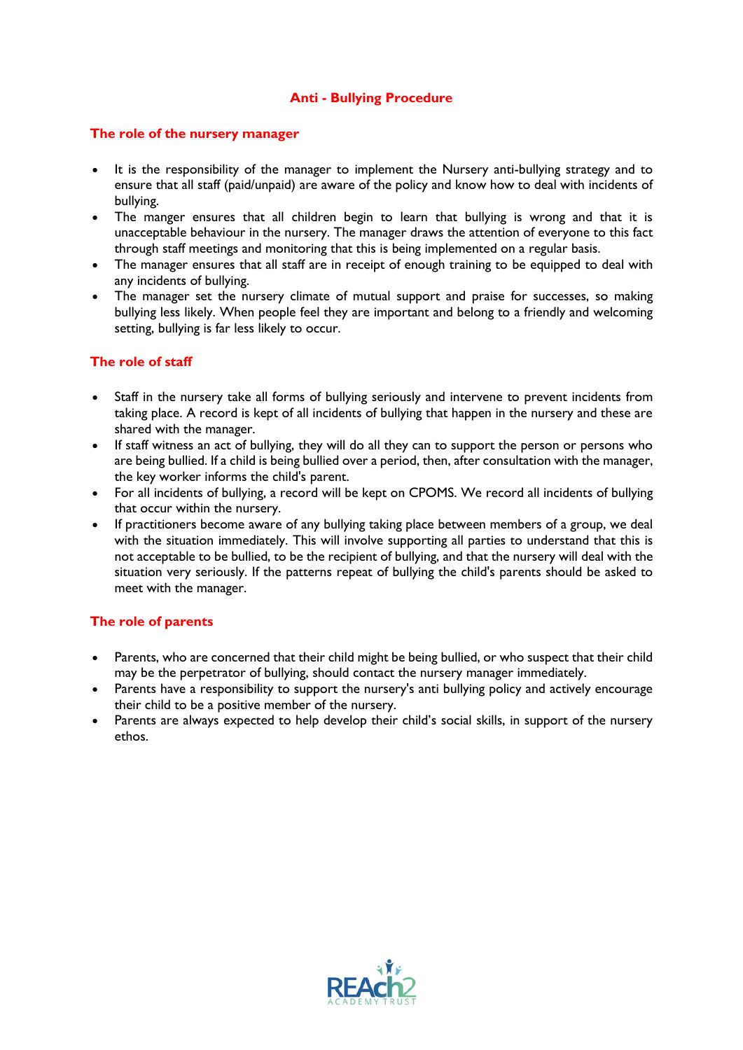# Anti - Bullying Procedure

## The role of the nursery manager

- It is the responsibility of the manager to implement the Nursery anti-bullying strategy and to ensure that all staff (paid/unpaid) are aware of the policy and know how to deal with incidents of bullying.
- The manger ensures that all children begin to learn that bullying is wrong and that it is unacceptable behaviour in the nursery. The manager draws the attention of everyone to this fact through staff meetings and monitoring that this is being implemented on a regular basis.
- The manager ensures that all staff are in receipt of enough training to be equipped to deal with any incidents of bullying.
- The manager set the nursery climate of mutual support and praise for successes, so making bullying less likely. When people feel they are important and belong to a friendly and welcoming setting, bullying is far less likely to occur.

## The role of staff

- Staff in the nursery take all forms of bullying seriously and intervene to prevent incidents from taking place. A record is kept of all incidents of bullying that happen in the nursery and these are shared with the manager.
- If staff witness an act of bullying, they will do all they can to support the person or persons who are being bullied. If a child is being bullied over a period, then, after consultation with the manager, the key worker informs the child's parent.
- For all incidents of bullying, a record will be kept on CPOMS. We record all incidents of bullying that occur within the nursery.
- If practitioners become aware of any bullying taking place between members of a group, we deal with the situation immediately. This will involve supporting all parties to understand that this is not acceptable to be bullied, to be the recipient of bullying, and that the nursery will deal with the situation very seriously. If the patterns repeat of bullying the child's parents should be asked to meet with the manager.

## The role of parents

- Parents, who are concerned that their child might be being bullied, or who suspect that their child may be the perpetrator of bullying, should contact the nursery manager immediately.
- Parents have a responsibility to support the nursery's anti bullying policy and actively encourage their child to be a positive member of the nursery.
- Parents are always expected to help develop their child's social skills, in support of the nursery ethos.